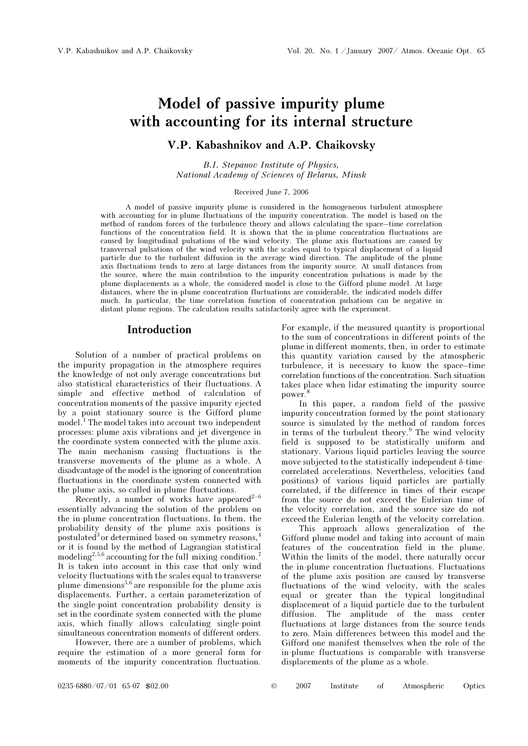# Model of passive impurity plume with accounting for its internal structure

## V.P. Kabashnikov and A.P. Chaikovsky

*B.I. Stepanov Institute of Physics, National Academy of Sciences of Belarus, Minsk*

Received June 7, 2006

A model of passive impurity plume is considered in the homogeneous turbulent atmosphere with accounting for in-plume fluctuations of the impurity concentration. The model is based on the method of random forces of the turbulence theory and allows calculating the space–time correlation functions of the concentration field. It is shown that the in-plume concentration fluctuations are caused by longitudinal pulsations of the wind velocity. The plume axis fluctuations are caused by transversal pulsations of the wind velocity with the scales equal to typical displacement of a liquid particle due to the turbulent diffusion in the average wind direction. The amplitude of the plume axis fluctuations tends to zero at large distances from the impurity source. At small distances from the source, where the main contribution to the impurity concentration pulsations is made by the plume displacements as a whole, the considered model is close to the Gifford plume model. At large distances, where the in-plume concentration fluctuations are considerable, the indicated models differ much. In particular, the time correlation function of concentration pulsations can be negative in distant plume regions. The calculation results satisfactorily agree with the experiment.

## Introduction

Solution of a number of practical problems on the impurity propagation in the atmosphere requires the knowledge of not only average concentrations but also statistical characteristics of their fluctuations. A simple and effective method of calculation of concentration moments of the passive impurity ejected by a point stationary source is the Gifford plume model.[1] The model takes into account two independent processes: plume axis vibrations and jet divergence in the coordinate system connected with the plume axis. The main mechanism causing fluctuations is the transverse movements of the plume as a whole. A disadvantage of the model is the ignoring of concentration fluctuations in the coordinate system connected with the plume axis, so-called in-plume fluctuations.

Recently, a number of works have appeared[2–6] essentially advancing the solution of the problem on the in-plume concentration fluctuations. In them, the probability density of the plume axis positions is postulated[3] or determined based on symmetry reasons,[4] or it is found by the method of Lagrangian statistical modeling[2,5,6] accounting for the full mixing condition.[7] It is taken into account in this case that only wind velocity fluctuations with the scales equal to transverse plume dimensions[5,6] are responsible for the plume axis displacements. Further, a certain parameterization of the single-point concentration probability density is set in the coordinate system connected with the plume axis, which finally allows calculating single-point simultaneous concentration moments of different orders.

However, there are a number of problems, which require the estimation of a more general form for moments of the impurity concentration fluctuation. For example, if the measured quantity is proportional to the sum of concentrations in different points of the plume in different moments, then, in order to estimate this quantity variation caused by the atmospheric turbulence, it is necessary to know the space–time correlation functions of the concentration. Such situation takes place when lidar estimating the impurity source power.[8]

In this paper, a random field of the passive impurity concentration formed by the point stationary source is simulated by the method of random forces in terms of the turbulent theory.[9] The wind velocity field is supposed to be statistically uniform and stationary. Various liquid particles leaving the source move subjected to the statistically independent δ-time-correlated accelerations. Nevertheless, velocities (and positions) of various liquid particles are partially correlated, if the difference in times of their escape from the source do not exceed the Eulerian time of the velocity correlation, and the source size do not exceed the Eulerian length of the velocity correlation.

This approach allows generalization of the Gifford plume model and taking into account of main features of the concentration field in the plume. Within the limits of the model, there naturally occur the in-plume concentration fluctuations. Fluctuations of the plume axis position are caused by transverse fluctuations of the wind velocity, with the scales equal or greater than the typical longitudinal displacement of a liquid particle due to the turbulent diffusion. The amplitude of the mass center fluctuations at large distances from the source tends to zero. Main differences between this model and the Gifford one manifest themselves when the role of the in-plume fluctuations is comparable with transverse displacements of the plume as a whole.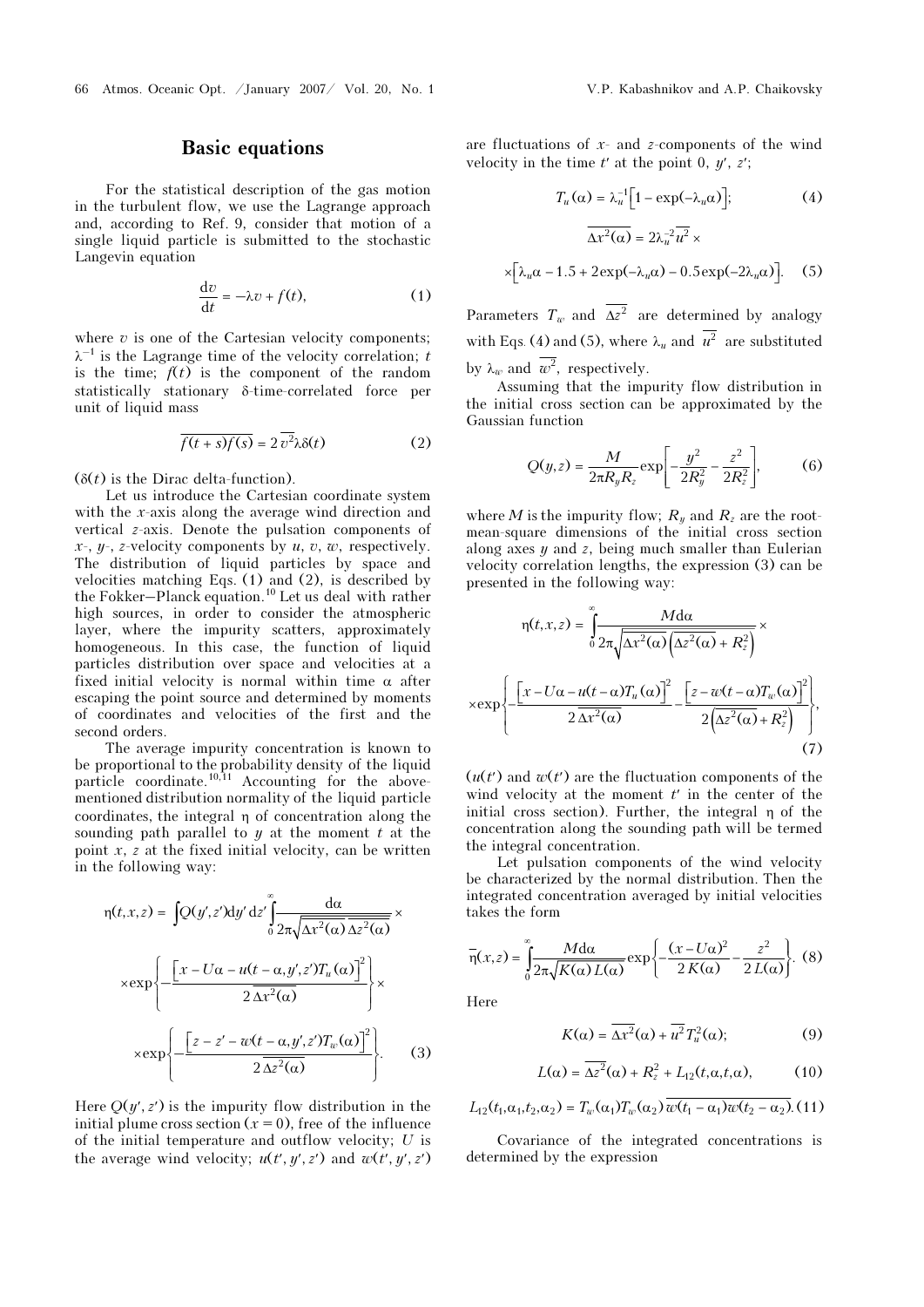## Basic equations

For the statistical description of the gas motion in the turbulent flow, we use the Lagrange approach and, according to Ref. 9, consider that motion of a single liquid particle is submitted to the stochastic Langevin equation

$$\frac{\mathrm{d}v}{\mathrm{d}t} = -\lambda v + f(t), \tag{1}$$

where $v$ is one of the Cartesian velocity components; $\lambda^{-1}$ is the Lagrange time of the velocity correlation; $t$ is the time; $f(t)$ is the component of the random statistically stationary δ-time-correlated force per unit of liquid mass

$$\overline{f(t+s)f(s)} = 2\overline{v^2}\lambda\delta(t) \tag{2}$$

($\delta(t)$ is the Dirac delta-function).

Let us introduce the Cartesian coordinate system with the $x$-axis along the average wind direction and vertical $z$-axis. Denote the pulsation components of $x$-, $y$-, $z$-velocity components by $u$, $v$, $w$, respectively. The distribution of liquid particles by space and velocities matching Eqs. (1) and (2), is described by the Fokker–Planck equation.[10] Let us deal with rather high sources, in order to consider the atmospheric layer, where the impurity scatters, approximately homogeneous. In this case, the function of liquid particles distribution over space and velocities at a fixed initial velocity is normal within time $\alpha$ after escaping the point source and determined by moments of coordinates and velocities of the first and the second orders.

The average impurity concentration is known to be proportional to the probability density of the liquid particle coordinate.[10,11] Accounting for the above-mentioned distribution normality of the liquid particle coordinates, the integral $\eta$ of concentration along the sounding path parallel to $y$ at the moment $t$ at the point $x$, $z$ at the fixed initial velocity, can be written in the following way:

$$\eta(t,x,z) = \int Q(y',z')\mathrm{d}y'\,\mathrm{d}z' \int_0^\infty \frac{\mathrm{d}\alpha}{2\pi\sqrt{\overline{\Delta x^2(\alpha)}\,\overline{\Delta z^2(\alpha)}}} \times \exp\left\{-\frac{\left[x - U\alpha - u(t-\alpha,y',z')T_u(\alpha)\right]^2}{2\,\overline{\Delta x^2(\alpha)}}\right\} \times \exp\left\{-\frac{\left[z - z' - w(t-\alpha,y',z')T_w(\alpha)\right]^2}{2\,\overline{\Delta z^2(\alpha)}}\right\}. \tag{3}$$

Here $Q(y',z')$ is the impurity flow distribution in the initial plume cross section ($x = 0$), free of the influence of the initial temperature and outflow velocity; $U$ is the average wind velocity; $u(t',y',z')$ and $w(t',y',z')$ are fluctuations of $x$- and $z$-components of the wind velocity in the time $t'$ at the point 0, $y'$, $z'$;

$$T_u(\alpha) = \lambda_u^{-1}\left[1 - \exp(-\lambda_u\alpha)\right]; \tag{4}$$

$$\overline{\Delta x^2(\alpha)} = 2\lambda_u^{-2}\overline{u^2} \times \left[\lambda_u\alpha - 1.5 + 2\exp(-\lambda_u\alpha) - 0.5\exp(-2\lambda_u\alpha)\right]. \tag{5}$$

Parameters $T_w$ and $\overline{\Delta z^2}$ are determined by analogy with Eqs. (4) and (5), where $\lambda_u$ and $\overline{u^2}$ are substituted by $\lambda_w$ and $\overline{w^2}$, respectively.

Assuming that the impurity flow distribution in the initial cross section can be approximated by the Gaussian function

$$Q(y,z) = \frac{M}{2\pi R_y R_z}\exp\left[-\frac{y^2}{2R_y^2} - \frac{z^2}{2R_z^2}\right], \tag{6}$$

where $M$ is the impurity flow; $R_y$ and $R_z$ are the root-mean-square dimensions of the initial cross section along axes $y$ and $z$, being much smaller than Eulerian velocity correlation lengths, the expression (3) can be presented in the following way:

$$\eta(t,x,z) = \int_0^\infty \frac{M\mathrm{d}\alpha}{2\pi\sqrt{\overline{\Delta x^2(\alpha)}\left(\overline{\Delta z^2(\alpha)} + R_z^2\right)}} \times \exp\left\{-\frac{\left[x - U\alpha - u(t-\alpha)T_u(\alpha)\right]^2}{2\,\overline{\Delta x^2(\alpha)}} - \frac{\left[z - w(t-\alpha)T_w(\alpha)\right]^2}{2\left(\overline{\Delta z^2(\alpha)} + R_z^2\right)}\right\}, \tag{7}$$

($u(t')$ and $w(t')$ are the fluctuation components of the wind velocity at the moment $t'$ in the center of the initial cross section). Further, the integral $\eta$ of the concentration along the sounding path will be termed the integral concentration.

Let pulsation components of the wind velocity be characterized by the normal distribution. Then the integrated concentration averaged by initial velocities takes the form

$$\overline{\eta}(x,z) = \int_0^\infty \frac{M\mathrm{d}\alpha}{2\pi\sqrt{K(\alpha)\,L(\alpha)}}\exp\left\{-\frac{(x-U\alpha)^2}{2\,K(\alpha)} - \frac{z^2}{2\,L(\alpha)}\right\}. \tag{8}$$

Here

$$K(\alpha) = \overline{\Delta x^2}(\alpha) + \overline{u^2}T_u^2(\alpha); \tag{9}$$

$$L(\alpha) = \overline{\Delta z^2}(\alpha) + R_z^2 + L_{12}(t,\alpha,t,\alpha), \tag{10}$$

$$L_{12}(t_1,\alpha_1,t_2,\alpha_2) = T_w(\alpha_1)T_w(\alpha_2)\,\overline{w(t_1-\alpha_1)w(t_2-\alpha_2)}. \tag{11}$$

Covariance of the integrated concentrations is determined by the expression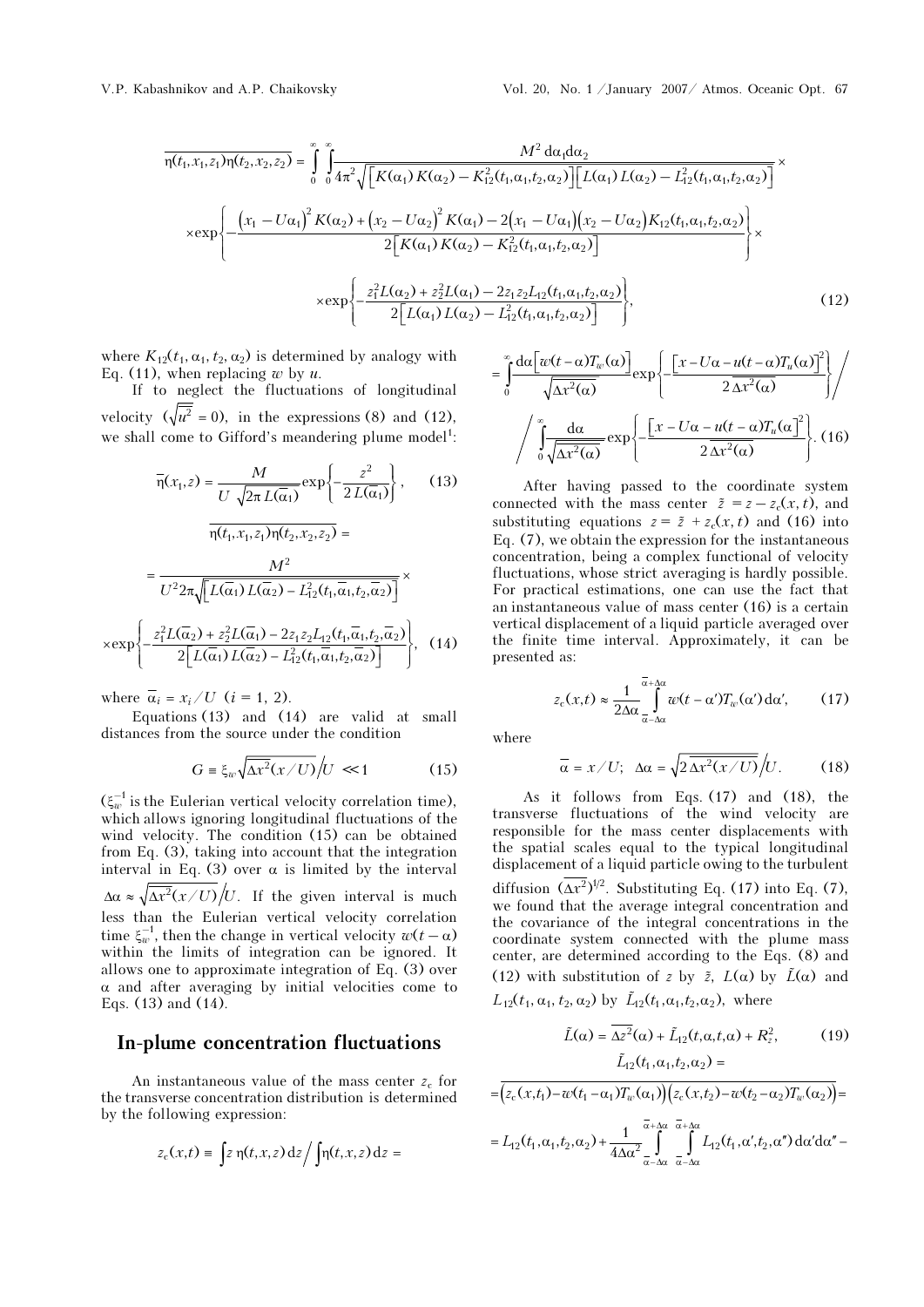$$\overline{\eta(t_1,x_1,z_1)\eta(t_2,x_2,z_2)} = \int_0^\infty \int_0^\infty \frac{M^2\, d\alpha_1 d\alpha_2}{4\pi^2\sqrt{\left[K(\alpha_1)K(\alpha_2) - K_{12}^2(t_1,\alpha_1,t_2,\alpha_2)\right]\left[L(\alpha_1)L(\alpha_2) - L_{12}^2(t_1,\alpha_1,t_2,\alpha_2)\right]}} \times$$

$$\times \exp\left\{-\frac{(x_1 - U\alpha_1)^2 K(\alpha_2) + (x_2 - U\alpha_2)^2 K(\alpha_1) - 2(x_1 - U\alpha_1)(x_2 - U\alpha_2)K_{12}(t_1,\alpha_1,t_2,\alpha_2)}{2\left[K(\alpha_1)K(\alpha_2) - K_{12}^2(t_1,\alpha_1,t_2,\alpha_2)\right]}\right\} \times$$

$$\times \exp\left\{-\frac{z_1^2 L(\alpha_2) + z_2^2 L(\alpha_1) - 2z_1 z_2 L_{12}(t_1,\alpha_1,t_2,\alpha_2)}{2\left[L(\alpha_1)L(\alpha_2) - L_{12}^2(t_1,\alpha_1,t_2,\alpha_2)\right]}\right\}, \quad (12)$$

where $K_{12}(t_1, \alpha_1, t_2, \alpha_2)$ is determined by analogy with Eq. (11), when replacing $w$ by $u$.

If to neglect the fluctuations of longitudinal velocity ($\sqrt{\overline{u^2}} = 0$), in the expressions (8) and (12), we shall come to Gifford's meandering plume model[1]:

$$\overline{\eta}(x_1, z) = \frac{M}{U\sqrt{2\pi L(\overline{\alpha}_1)}} \exp\left\{-\frac{z^2}{2L(\overline{\alpha}_1)}\right\}, \quad (13)$$

$$\overline{\eta(t_1,x_1,z_1)\eta(t_2,x_2,z_2)} = \frac{M^2}{U^2 2\pi\sqrt{\left[L(\overline{\alpha}_1)L(\overline{\alpha}_2) - L_{12}^2(t_1,\overline{\alpha}_1,t_2,\overline{\alpha}_2)\right]}} \times$$

$$\times \exp\left\{-\frac{z_1^2 L(\overline{\alpha}_2) + z_2^2 L(\overline{\alpha}_1) - 2z_1 z_2 L_{12}(t_1,\overline{\alpha}_1,t_2,\overline{\alpha}_2)}{2\left[L(\overline{\alpha}_1)L(\overline{\alpha}_2) - L_{12}^2(t_1,\overline{\alpha}_1,t_2,\overline{\alpha}_2)\right]}\right\}, \quad (14)$$

where $\overline{\alpha}_i = x_i / U$ ($i = 1, 2$).

Equations (13) and (14) are valid at small distances from the source under the condition

$$G \equiv \xi_w \sqrt{\overline{\Delta x^2}(x/U)} \Big/ U \ll 1 \quad (15)$$

($\xi_w^{-1}$ is the Eulerian vertical velocity correlation time), which allows ignoring longitudinal fluctuations of the wind velocity. The condition (15) can be obtained from Eq. (3), taking into account that the integration interval in Eq. (3) over $\alpha$ is limited by the interval $\Delta\alpha \approx \sqrt{\overline{\Delta x^2}(x/U)} \Big/ U$. If the given interval is much less than the Eulerian vertical velocity correlation time $\xi_w^{-1}$, then the change in vertical velocity $w(t - \alpha)$ within the limits of integration can be ignored. It allows one to approximate integration of Eq. (3) over $\alpha$ and after averaging by initial velocities come to Eqs. (13) and (14).

## In-plume concentration fluctuations

An instantaneous value of the mass center $z_c$ for the transverse concentration distribution is determined by the following expression:

$$z_c(x,t) \equiv \int z\, \eta(t,x,z)\, dz \Big/ \int \eta(t,x,z)\, dz =$$

$$= \int_0^\infty \frac{d\alpha\left[w(t-\alpha)T_w(\alpha)\right]}{\sqrt{\overline{\Delta x^2}(\alpha)}} \exp\left\{-\frac{\left[x - U\alpha - u(t-\alpha)T_u(\alpha)\right]^2}{2\overline{\Delta x^2}(\alpha)}\right\} \Bigg/$$

$$\Bigg/ \int_0^\infty \frac{d\alpha}{\sqrt{\overline{\Delta x^2}(\alpha)}} \exp\left\{-\frac{\left[x - U\alpha - u(t-\alpha)T_u(\alpha)\right]^2}{2\overline{\Delta x^2}(\alpha)}\right\}. \quad (16)$$

After having passed to the coordinate system connected with the mass center $\tilde{z} = z - z_c(x, t)$, and substituting equations $z = \tilde{z} + z_c(x, t)$ and (16) into Eq. (7), we obtain the expression for the instantaneous concentration, being a complex functional of velocity fluctuations, whose strict averaging is hardly possible. For practical estimations, one can use the fact that an instantaneous value of mass center (16) is a certain vertical displacement of a liquid particle averaged over the finite time interval. Approximately, it can be presented as:

$$z_c(x,t) \approx \frac{1}{2\Delta\alpha} \int_{\overline{\alpha}-\Delta\alpha}^{\overline{\alpha}+\Delta\alpha} w(t-\alpha')T_w(\alpha')\, d\alpha', \quad (17)$$

where

$$\overline{\alpha} = x/U; \quad \Delta\alpha = \sqrt{2\,\overline{\Delta x^2}(x/U)} \Big/ U. \quad (18)$$

As it follows from Eqs. (17) and (18), the transverse fluctuations of the wind velocity are responsible for the mass center displacements with the spatial scales equal to the typical longitudinal displacement of a liquid particle owing to the turbulent diffusion $(\overline{\Delta x^2})^{1/2}$. Substituting Eq. (17) into Eq. (7), we found that the average integral concentration and the covariance of the integral concentrations in the coordinate system connected with the plume mass center, are determined according to the Eqs. (8) and (12) with substitution of $z$ by $\tilde{z}$, $L(\alpha)$ by $\tilde{L}(\alpha)$ and $L_{12}(t_1, \alpha_1, t_2, \alpha_2)$ by $\tilde{L}_{12}(t_1,\alpha_1,t_2,\alpha_2)$, where

$$\tilde{L}(\alpha) = \overline{\Delta z^2}(\alpha) + \tilde{L}_{12}(t,\alpha,t,\alpha) + R_z^2, \quad (19)$$

$$\tilde{L}_{12}(t_1,\alpha_1,t_2,\alpha_2) =$$

$$= \overline{\left(z_c(x,t_1) - w(t_1-\alpha_1)T_w(\alpha_1)\right)\left(z_c(x,t_2) - w(t_2-\alpha_2)T_w(\alpha_2)\right)} =$$

$$= L_{12}(t_1,\alpha_1,t_2,\alpha_2) + \frac{1}{4\Delta\alpha^2} \int_{\overline{\alpha}-\Delta\alpha}^{\overline{\alpha}+\Delta\alpha} \int_{\overline{\alpha}-\Delta\alpha}^{\overline{\alpha}+\Delta\alpha} L_{12}(t_1,\alpha',t_2,\alpha'')\, d\alpha' d\alpha'' -$$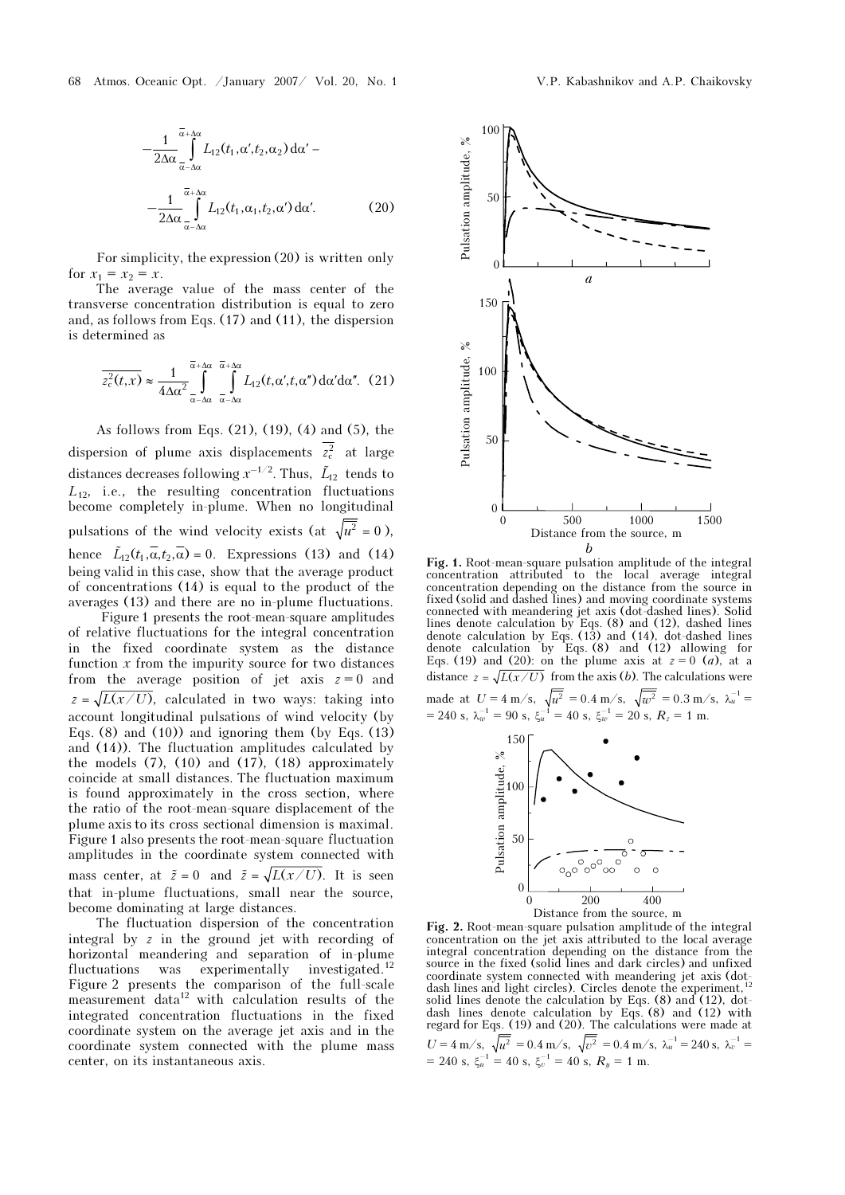$$-\frac{1}{2\Delta\alpha}\int\limits_{\bar{\alpha}-\Delta\alpha}^{\bar{\alpha}+\Delta\alpha} L_{12}(t_1,\alpha',t_2,\alpha_2)\,\mathrm{d}\alpha' -$$

$$-\frac{1}{2\Delta\alpha}\int\limits_{\bar{\alpha}-\Delta\alpha}^{\bar{\alpha}+\Delta\alpha} L_{12}(t_1,\alpha_1,t_2,\alpha')\,\mathrm{d}\alpha'. \quad (20)$$

For simplicity, the expression (20) is written only for $x_1 = x_2 = x$.

The average value of the mass center of the transverse concentration distribution is equal to zero and, as follows from Eqs. (17) and (11), the dispersion is determined as

$$\overline{z_c^2(t,x)} \approx \frac{1}{4\Delta\alpha^2}\int\limits_{\bar{\alpha}-\Delta\alpha}^{\bar{\alpha}+\Delta\alpha}\int\limits_{\bar{\alpha}-\Delta\alpha}^{\bar{\alpha}+\Delta\alpha} L_{12}(t,\alpha',t,\alpha'')\,\mathrm{d}\alpha'\mathrm{d}\alpha''. \quad (21)$$

As follows from Eqs. (21), (19), (4) and (5), the dispersion of plume axis displacements $\overline{z_c^2}$ at large distances decreases following $x^{-1/2}$. Thus, $\tilde{L}_{12}$ tends to $L_{12}$, i.e., the resulting concentration fluctuations become completely in-plume. When no longitudinal pulsations of the wind velocity exists (at $\sqrt{\overline{u^2}} = 0$), hence $\tilde{L}_{12}(t_1,\bar{\alpha},t_2,\bar{\alpha}) = 0$. Expressions (13) and (14) being valid in this case, show that the average product of concentrations (14) is equal to the product of the averages (13) and there are no in-plume fluctuations.

Figure 1 presents the root-mean-square amplitudes of relative fluctuations for the integral concentration in the fixed coordinate system as the distance function $x$ from the impurity source for two distances from the average position of jet axis $z = 0$ and $z = \sqrt{L(x/U)}$, calculated in two ways: taking into account longitudinal pulsations of wind velocity (by Eqs. (8) and (10)) and ignoring them (by Eqs. (13) and (14)). The fluctuation amplitudes calculated by the models (7), (10) and (17), (18) approximately coincide at small distances. The fluctuation maximum is found approximately in the cross section, where the ratio of the root-mean-square displacement of the plume axis to its cross sectional dimension is maximal. Figure 1 also presents the root-mean-square fluctuation amplitudes in the coordinate system connected with mass center, at $\tilde{z} = 0$ and $\tilde{z} = \sqrt{L(x/U)}$. It is seen that in-plume fluctuations, small near the source, become dominating at large distances.

The fluctuation dispersion of the concentration integral by $z$ in the ground jet with recording of horizontal meandering and separation of in-plume fluctuations was experimentally investigated.[12] Figure 2 presents the comparison of the full-scale measurement data[12] with calculation results of the integrated concentration fluctuations in the fixed coordinate system on the average jet axis and in the coordinate system connected with the plume mass center, on its instantaneous axis.

**Fig. 1.** Root-mean-square pulsation amplitude of the integral concentration attributed to the local average integral concentration depending on the distance from the source in fixed (solid and dashed lines) and moving coordinate systems connected with meandering jet axis (dot-dashed lines). Solid lines denote calculation by Eqs. (8) and (12), dashed lines denote calculation by Eqs. (13) and (14), dot-dashed lines denote calculation by Eqs. (8) and (12) allowing for Eqs. (19) and (20): on the plume axis at $z = 0$ (*a*), at a distance $z = \sqrt{L(x/U)}$ from the axis (*b*). The calculations were made at $U = 4$ m/s, $\sqrt{\overline{u^2}} = 0.4$ m/s, $\sqrt{\overline{w^2}} = 0.3$ m/s, $\lambda_u^{-1} = 240$ s, $\lambda_w^{-1} = 90$ s, $\xi_u^{-1} = 40$ s, $\xi_w^{-1} = 20$ s, $R_z = 1$ m.

**Fig. 2.** Root-mean-square pulsation amplitude of the integral concentration on the jet axis attributed to the local average integral concentration depending on the distance from the source in the fixed (solid lines and dark circles) and unfixed coordinate system connected with meandering jet axis (dot-dash lines and light circles). Circles denote the experiment,[12] solid lines denote the calculation by Eqs. (8) and (12), dot-dash lines denote calculation by Eqs. (8) and (12) with regard for Eqs. (19) and (20). The calculations were made at $U = 4$ m/s, $\sqrt{\overline{u^2}} = 0.4$ m/s, $\sqrt{\overline{v^2}} = 0.4$ m/s, $\lambda_u^{-1} = 240$ s, $\lambda_v^{-1} = 240$ s, $\xi_u^{-1} = 40$ s, $\xi_v^{-1} = 40$ s, $R_y = 1$ m.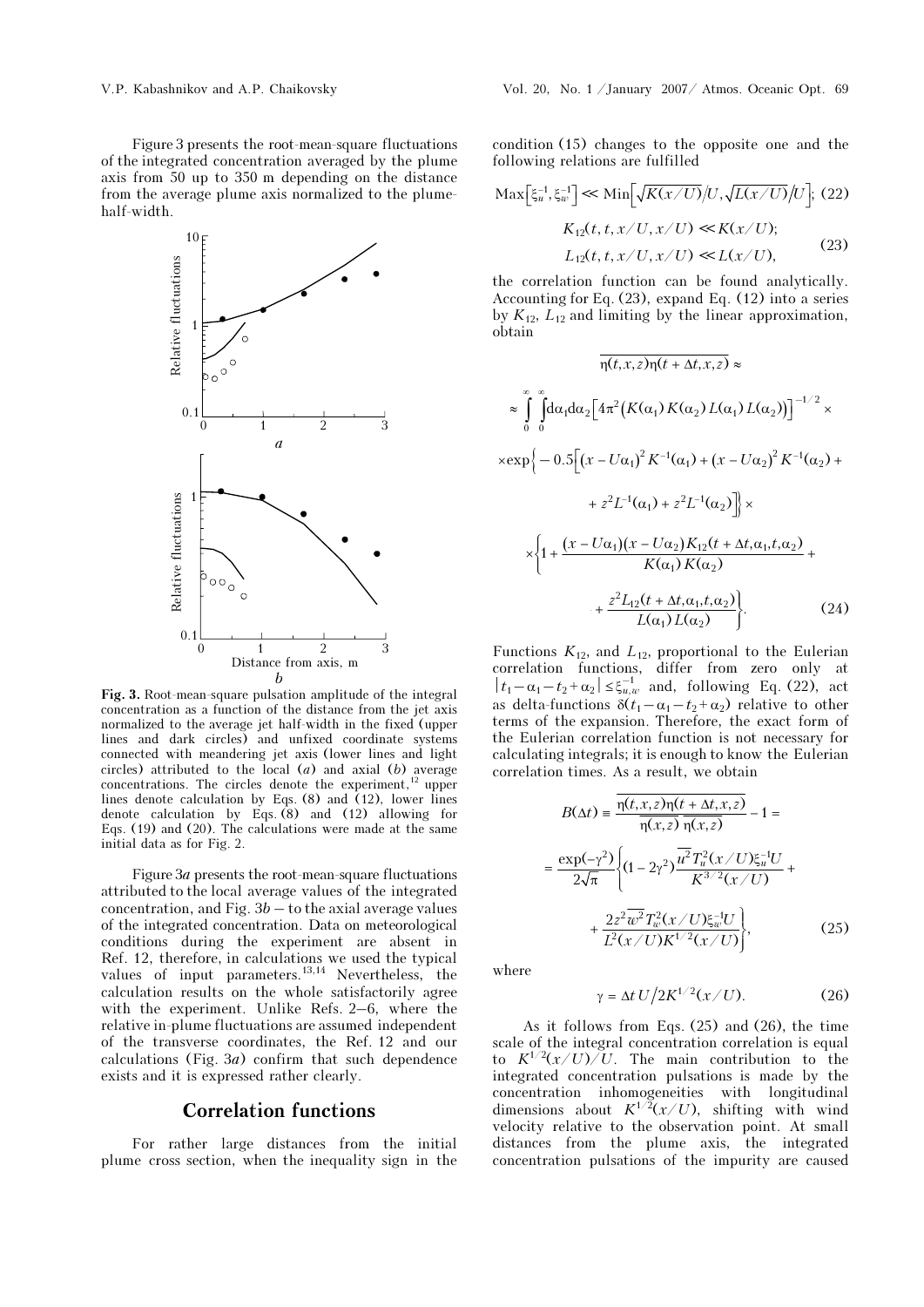Figure 3 presents the root-mean-square fluctuations of the integrated concentration averaged by the plume axis from 50 up to 350 m depending on the distance from the average plume axis normalized to the plume-half-width.

**Fig. 3.** Root-mean-square pulsation amplitude of the integral concentration as a function of the distance from the jet axis normalized to the average jet half-width in the fixed (upper lines and dark circles) and unfixed coordinate systems connected with meandering jet axis (lower lines and light circles) attributed to the local (*a*) and axial (*b*) average concentrations. The circles denote the experiment,[12] upper lines denote calculation by Eqs. (8) and (12), lower lines denote calculation by Eqs. (8) and (12) allowing for Eqs. (19) and (20). The calculations were made at the same initial data as for Fig. 2.

Figure 3*a* presents the root-mean-square fluctuations attributed to the local average values of the integrated concentration, and Fig. 3*b* – to the axial average values of the integrated concentration. Data on meteorological conditions during the experiment are absent in Ref. 12, therefore, in calculations we used the typical values of input parameters.[13,14] Nevertheless, the calculation results on the whole satisfactorily agree with the experiment. Unlike Refs. 2–6, where the relative in-plume fluctuations are assumed independent of the transverse coordinates, the Ref. 12 and our calculations (Fig. 3*a*) confirm that such dependence exists and it is expressed rather clearly.

## Correlation functions

For rather large distances from the initial plume cross section, when the inequality sign in the condition (15) changes to the opposite one and the following relations are fulfilled

$$\mathrm{Max}\left[\xi_u^{-1}, \xi_w^{-1}\right] \ll \mathrm{Min}\left[\sqrt{K(x/U)}/U, \sqrt{L(x/U)}/U\right]; \quad (22)$$

$$K_{12}(t, t, x/U, x/U) \ll K(x/U);$$
$$L_{12}(t, t, x/U, x/U) \ll L(x/U), \quad (23)$$

the correlation function can be found analytically. Accounting for Eq. (23), expand Eq. (12) into a series by $K_{12}$, $L_{12}$ and limiting by the linear approximation, obtain

$$\overline{\eta(t,x,z)\eta(t+\Delta t,x,z)} \approx$$

$$\approx \int_0^\infty \int_0^\infty d\alpha_1 d\alpha_2 \left[4\pi^2\left(K(\alpha_1)K(\alpha_2)L(\alpha_1)L(\alpha_2)\right)\right]^{-1/2} \times$$

$$\times \exp\left\{-0.5\left[(x-U\alpha_1)^2K^{-1}(\alpha_1) + (x-U\alpha_2)^2K^{-1}(\alpha_2) + z^2L^{-1}(\alpha_1) + z^2L^{-1}(\alpha_2)\right]\right\} \times$$

$$\times \left\{1 + \frac{(x-U\alpha_1)(x-U\alpha_2)K_{12}(t+\Delta t,\alpha_1,t,\alpha_2)}{K(\alpha_1)K(\alpha_2)} + \frac{z^2L_{12}(t+\Delta t,\alpha_1,t,\alpha_2)}{L(\alpha_1)L(\alpha_2)}\right\}. \quad (24)$$

Functions $K_{12}$, and $L_{12}$, proportional to the Eulerian correlation functions, differ from zero only at $|t_1 - \alpha_1 - t_2 + \alpha_2| \le \xi_{u,w}^{-1}$ and, following Eq. (22), act as delta-functions $\delta(t_1 - \alpha_1 - t_2 + \alpha_2)$ relative to other terms of the expansion. Therefore, the exact form of the Eulerian correlation function is not necessary for calculating integrals; it is enough to know the Eulerian correlation times. As a result, we obtain

$$B(\Delta t) \equiv \frac{\overline{\eta(t,x,z)\eta(t+\Delta t,x,z)}}{\overline{\eta(x,z)}\;\overline{\eta(x,z)}} - 1 =$$

$$= \frac{\exp(-\gamma^2)}{2\sqrt{\pi}}\left\{(1-2\gamma^2)\frac{\overline{u^2}\,T_u^2(x/U)\xi_u^{-1}U}{K^{3/2}(x/U)} + \frac{2z^2\,\overline{w^2}\,T_w^2(x/U)\xi_w^{-1}U}{L^2(x/U)K^{1/2}(x/U)}\right\}, \quad (25)$$

where

$$\gamma = \Delta t\, U / 2K^{1/2}(x/U). \quad (26)$$

As it follows from Eqs. (25) and (26), the time scale of the integral concentration correlation is equal to $K^{1/2}(x/U)/U$. The main contribution to the integrated concentration pulsations is made by the concentration inhomogeneities with longitudinal dimensions about $K^{1/2}(x/U)$, shifting with wind velocity relative to the observation point. At small distances from the plume axis, the integrated concentration pulsations of the impurity are caused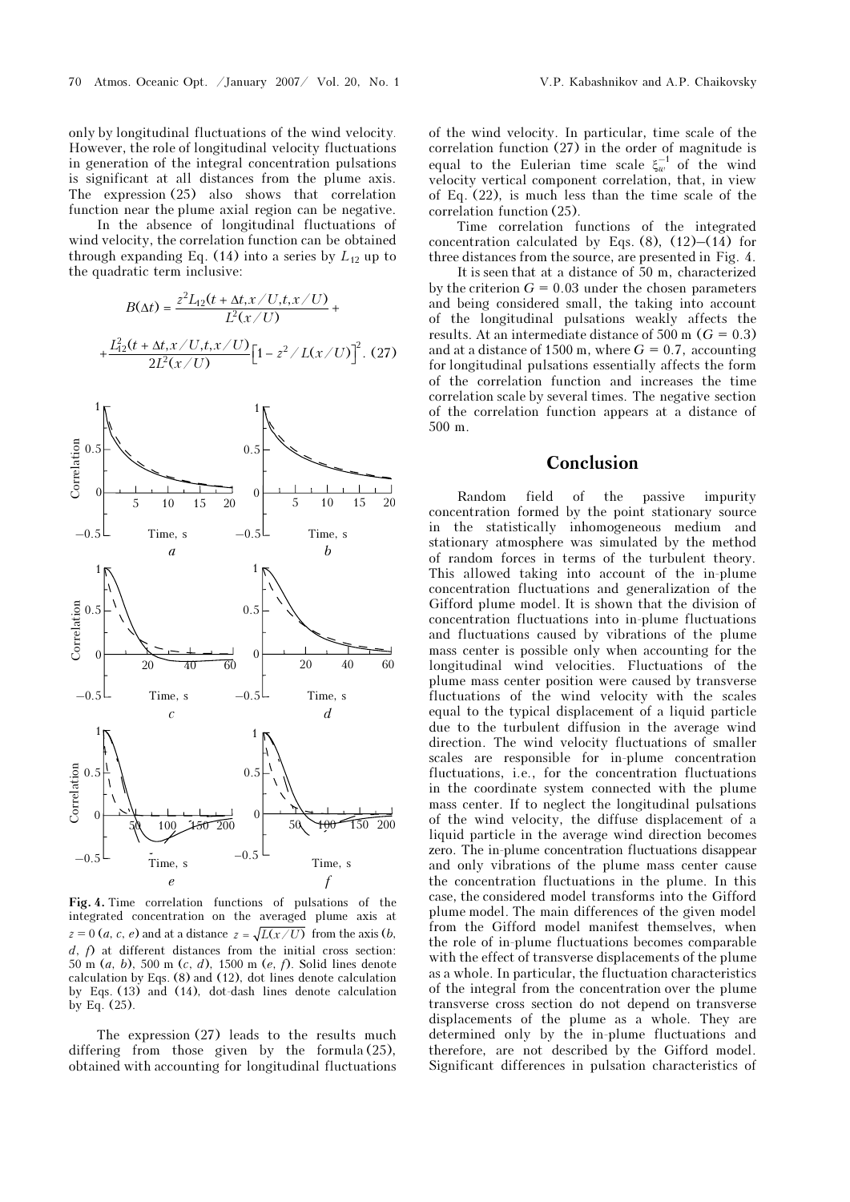only by longitudinal fluctuations of the wind velocity. However, the role of longitudinal velocity fluctuations in generation of the integral concentration pulsations is significant at all distances from the plume axis. The expression (25) also shows that correlation function near the plume axial region can be negative.

In the absence of longitudinal fluctuations of wind velocity, the correlation function can be obtained through expanding Eq. (14) into a series by $L_{12}$ up to the quadratic term inclusive:

$$B(\Delta t) = \frac{z^2 L_{12}(t+\Delta t, x/U, t, x/U)}{L^2(x/U)} + \frac{L_{12}^2(t+\Delta t, x/U, t, x/U)}{2L^2(x/U)}\left[1 - z^2/L(x/U)\right]^2. \quad (27)$$

**Fig. 4.** Time correlation functions of pulsations of the integrated concentration on the averaged plume axis at $z = 0$ (*a*, *c*, *e*) and at a distance $z = \sqrt{L(x/U)}$ from the axis (*b*, *d*, *f*) at different distances from the initial cross section: 50 m (*a*, *b*), 500 m (*c*, *d*), 1500 m (*e*, *f*). Solid lines denote calculation by Eqs. (8) and (12), dot lines denote calculation by Eqs. (13) and (14), dot-dash lines denote calculation by Eq. (25).

The expression (27) leads to the results much differing from those given by the formula (25), obtained with accounting for longitudinal fluctuations of the wind velocity. In particular, time scale of the correlation function (27) in the order of magnitude is equal to the Eulerian time scale $\xi_w^{-1}$ of the wind velocity vertical component correlation, that, in view of Eq. (22), is much less than the time scale of the correlation function (25).

Time correlation functions of the integrated concentration calculated by Eqs. (8), (12)–(14) for three distances from the source, are presented in Fig. 4.

It is seen that at a distance of 50 m, characterized by the criterion $G = 0.03$ under the chosen parameters and being considered small, the taking into account of the longitudinal pulsations weakly affects the results. At an intermediate distance of 500 m ($G = 0.3$) and at a distance of 1500 m, where $G = 0.7$, accounting for longitudinal pulsations essentially affects the form of the correlation function and increases the time correlation scale by several times. The negative section of the correlation function appears at a distance of 500 m.

## Conclusion

Random field of the passive impurity concentration formed by the point stationary source in the statistically inhomogeneous medium and stationary atmosphere was simulated by the method of random forces in terms of the turbulent theory. This allowed taking into account of the in-plume concentration fluctuations and generalization of the Gifford plume model. It is shown that the division of concentration fluctuations into in-plume fluctuations and fluctuations caused by vibrations of the plume mass center is possible only when accounting for the longitudinal wind velocities. Fluctuations of the plume mass center position were caused by transverse fluctuations of the wind velocity with the scales equal to the typical displacement of a liquid particle due to the turbulent diffusion in the average wind direction. The wind velocity fluctuations of smaller scales are responsible for in-plume concentration fluctuations, i.e., for the concentration fluctuations in the coordinate system connected with the plume mass center. If to neglect the longitudinal pulsations of the wind velocity, the diffuse displacement of a liquid particle in the average wind direction becomes zero. The in-plume concentration fluctuations disappear and only vibrations of the plume mass center cause the concentration fluctuations in the plume. In this case, the considered model transforms into the Gifford plume model. The main differences of the given model from the Gifford model manifest themselves, when the role of in-plume fluctuations becomes comparable with the effect of transverse displacements of the plume as a whole. In particular, the fluctuation characteristics of the integral from the concentration over the plume transverse cross section do not depend on transverse displacements of the plume as a whole. They are determined only by the in-plume fluctuations and therefore, are not described by the Gifford model. Significant differences in pulsation characteristics of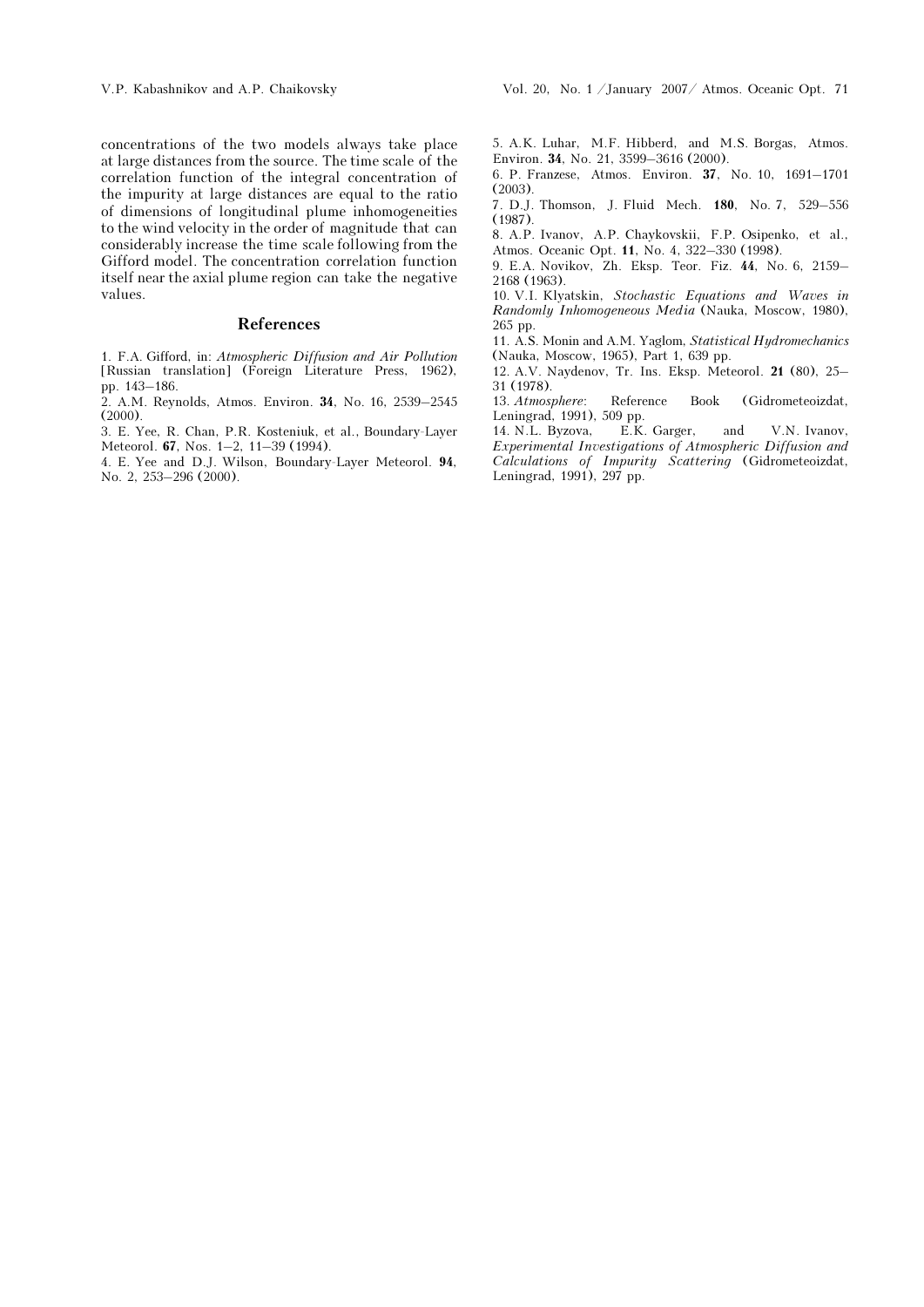concentrations of the two models always take place at large distances from the source. The time scale of the correlation function of the integral concentration of the impurity at large distances are equal to the ratio of dimensions of longitudinal plume inhomogeneities to the wind velocity in the order of magnitude that can considerably increase the time scale following from the Gifford model. The concentration correlation function itself near the axial plume region can take the negative values.

## References

1. F.A. Gifford, in: *Atmospheric Diffusion and Air Pollution* [Russian translation] (Foreign Literature Press, 1962), pp. 143–186.
2. A.M. Reynolds, Atmos. Environ. **34**, No. 16, 2539–2545 (2000).
3. E. Yee, R. Chan, P.R. Kosteniuk, et al., Boundary-Layer Meteorol. **67**, Nos. 1–2, 11–39 (1994).
4. E. Yee and D.J. Wilson, Boundary-Layer Meteorol. **94**, No. 2, 253–296 (2000).
5. A.K. Luhar, M.F. Hibberd, and M.S. Borgas, Atmos. Environ. **34**, No. 21, 3599–3616 (2000).
6. P. Franzese, Atmos. Environ. **37**, No. 10, 1691–1701 (2003).
7. D.J. Thomson, J. Fluid Mech. **180**, No. 7, 529–556 (1987).
8. A.P. Ivanov, A.P. Chaykovskii, F.P. Osipenko, et al., Atmos. Oceanic Opt. **11**, No. 4, 322–330 (1998).
9. E.A. Novikov, Zh. Eksp. Teor. Fiz. **44**, No. 6, 2159–2168 (1963).
10. V.I. Klyatskin, *Stochastic Equations and Waves in Randomly Inhomogeneous Media* (Nauka, Moscow, 1980), 265 pp.
11. A.S. Monin and A.M. Yaglom, *Statistical Hydromechanics* (Nauka, Moscow, 1965), Part 1, 639 pp.
12. A.V. Naydenov, Tr. Ins. Eksp. Meteorol. **21** (80), 25–31 (1978).
13. *Atmosphere*: Reference Book (Gidrometeoizdat, Leningrad, 1991), 509 pp.
14. N.L. Byzova, E.K. Garger, and V.N. Ivanov, *Experimental Investigations of Atmospheric Diffusion and Calculations of Impurity Scattering* (Gidrometeoizdat, Leningrad, 1991), 297 pp.